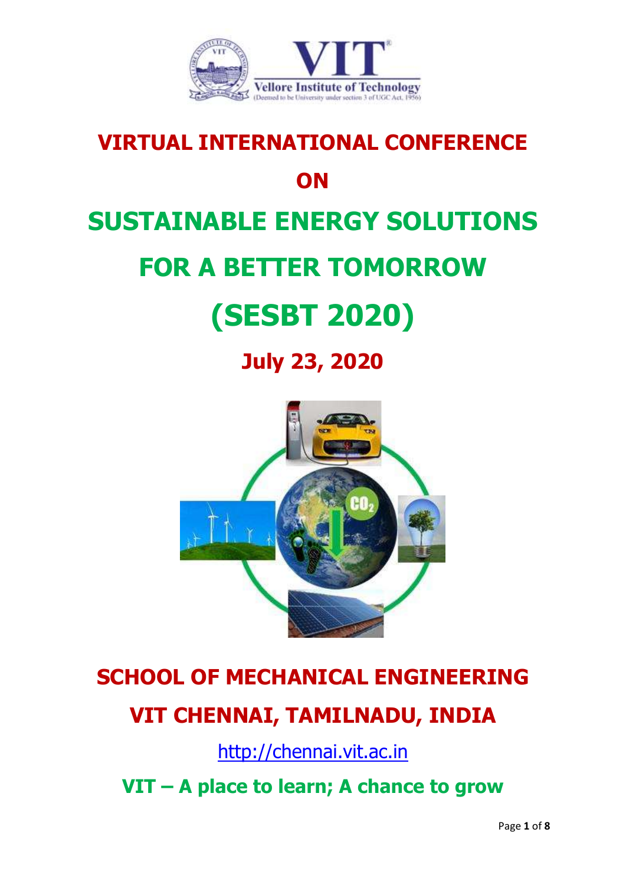# VIRTUAL INTERNATIONAL CONFERENCE

# ON

# SUSTAINABLE ENERGY SOLUTIONS FOR A BETTER TOMORROW

# (SESBT 2020)

## July 23, 2020

## SCHOOL OF MECHANICAL ENGINEERING

## VIT CHENNAI, TAMILNADU, INDIA

http://chennai.vit.ac.in

**VIT – A place to learn; A chance to grow**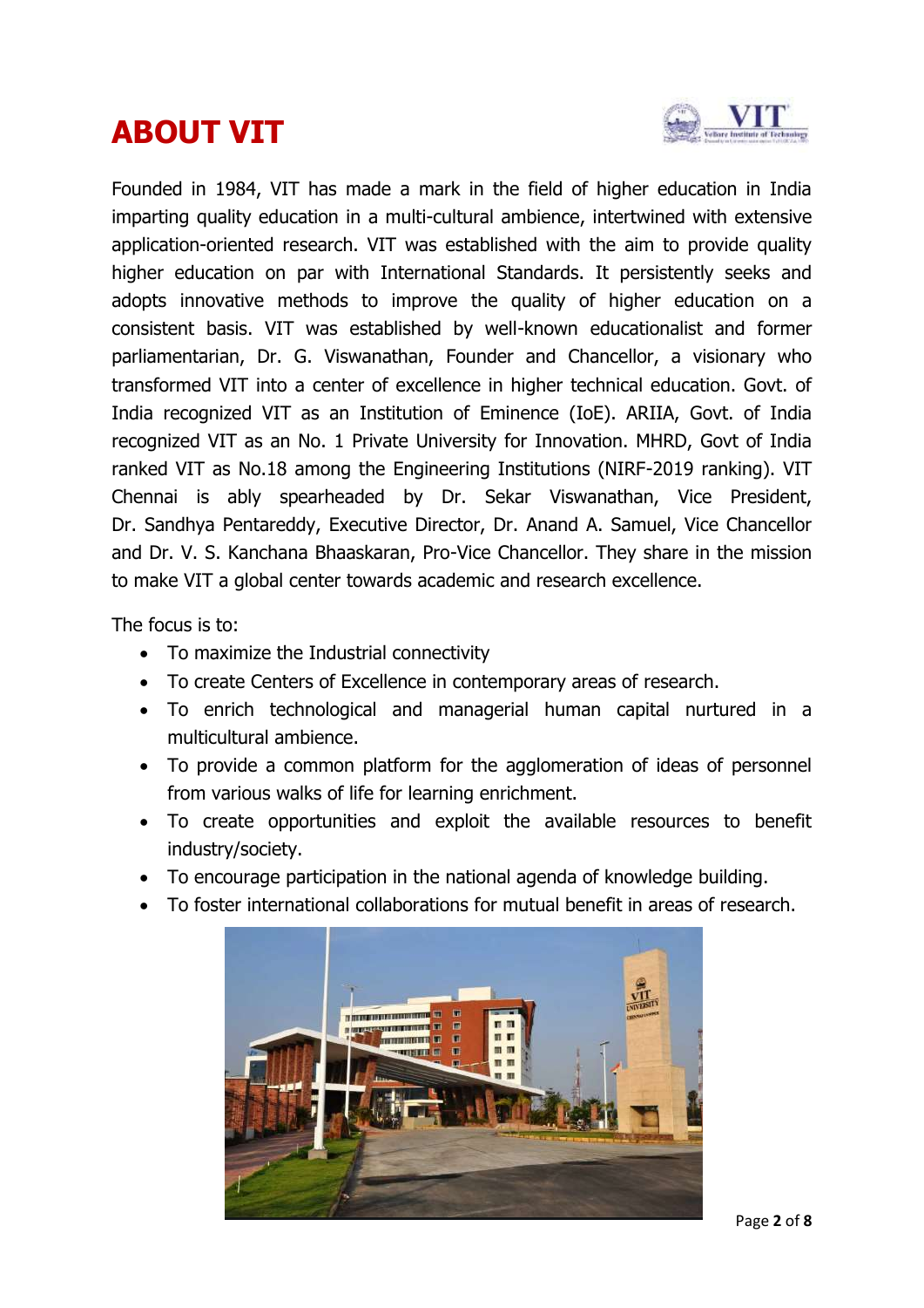# ABOUT VIT

Founded in 1984, VIT has made a mark in the field of higher education in India imparting quality education in a multi-cultural ambience, intertwined with extensive application-oriented research. VIT was established with the aim to provide quality higher education on par with International Standards. It persistently seeks and adopts innovative methods to improve the quality of higher education on a consistent basis. VIT was established by well-known educationalist and former parliamentarian, Dr. G. Viswanathan, Founder and Chancellor, a visionary who transformed VIT into a center of excellence in higher technical education. Govt. of India recognized VIT as an Institution of Eminence (IoE). ARIIA, Govt. of India recognized VIT as an No. 1 Private University for Innovation. MHRD, Govt of India ranked VIT as No.18 among the Engineering Institutions (NIRF-2019 ranking). VIT Chennai is ably spearheaded by Dr. Sekar Viswanathan, Vice President, Dr. Sandhya Pentareddy, Executive Director, Dr. Anand A. Samuel, Vice Chancellor and Dr. V. S. Kanchana Bhaaskaran, Pro-Vice Chancellor. They share in the mission to make VIT a global center towards academic and research excellence.

The focus is to:

- To maximize the Industrial connectivity
- To create Centers of Excellence in contemporary areas of research.
- To enrich technological and managerial human capital nurtured in a multicultural ambience.
- To provide a common platform for the agglomeration of ideas of personnel from various walks of life for learning enrichment.
- To create opportunities and exploit the available resources to benefit industry/society.
- To encourage participation in the national agenda of knowledge building.
- To foster international collaborations for mutual benefit in areas of research.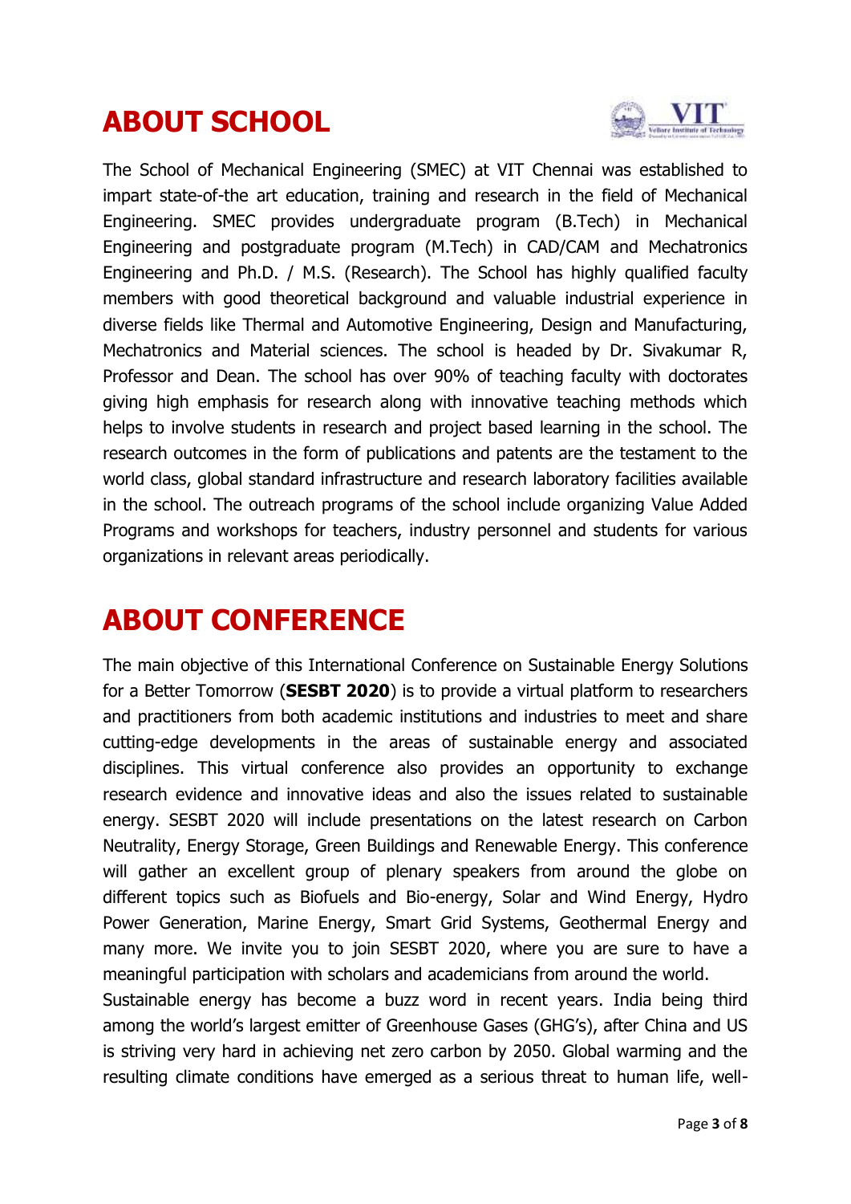# ABOUT SCHOOL

The School of Mechanical Engineering (SMEC) at VIT Chennai was established to impart state-of-the art education, training and research in the field of Mechanical Engineering. SMEC provides undergraduate program (B.Tech) in Mechanical Engineering and postgraduate program (M.Tech) in CAD/CAM and Mechatronics Engineering and Ph.D. / M.S. (Research). The School has highly qualified faculty members with good theoretical background and valuable industrial experience in diverse fields like Thermal and Automotive Engineering, Design and Manufacturing, Mechatronics and Material sciences. The school is headed by Dr. Sivakumar R, Professor and Dean. The school has over 90% of teaching faculty with doctorates giving high emphasis for research along with innovative teaching methods which helps to involve students in research and project based learning in the school. The research outcomes in the form of publications and patents are the testament to the world class, global standard infrastructure and research laboratory facilities available in the school. The outreach programs of the school include organizing Value Added Programs and workshops for teachers, industry personnel and students for various organizations in relevant areas periodically.

# ABOUT CONFERENCE

The main objective of this International Conference on Sustainable Energy Solutions for a Better Tomorrow (**SESBT 2020**) is to provide a virtual platform to researchers and practitioners from both academic institutions and industries to meet and share cutting-edge developments in the areas of sustainable energy and associated disciplines. This virtual conference also provides an opportunity to exchange research evidence and innovative ideas and also the issues related to sustainable energy. SESBT 2020 will include presentations on the latest research on Carbon Neutrality, Energy Storage, Green Buildings and Renewable Energy. This conference will gather an excellent group of plenary speakers from around the globe on different topics such as Biofuels and Bio-energy, Solar and Wind Energy, Hydro Power Generation, Marine Energy, Smart Grid Systems, Geothermal Energy and many more. We invite you to join SESBT 2020, where you are sure to have a meaningful participation with scholars and academicians from around the world.

Sustainable energy has become a buzz word in recent years. India being third among the world's largest emitter of Greenhouse Gases (GHG's), after China and US is striving very hard in achieving net zero carbon by 2050. Global warming and the resulting climate conditions have emerged as a serious threat to human life, well-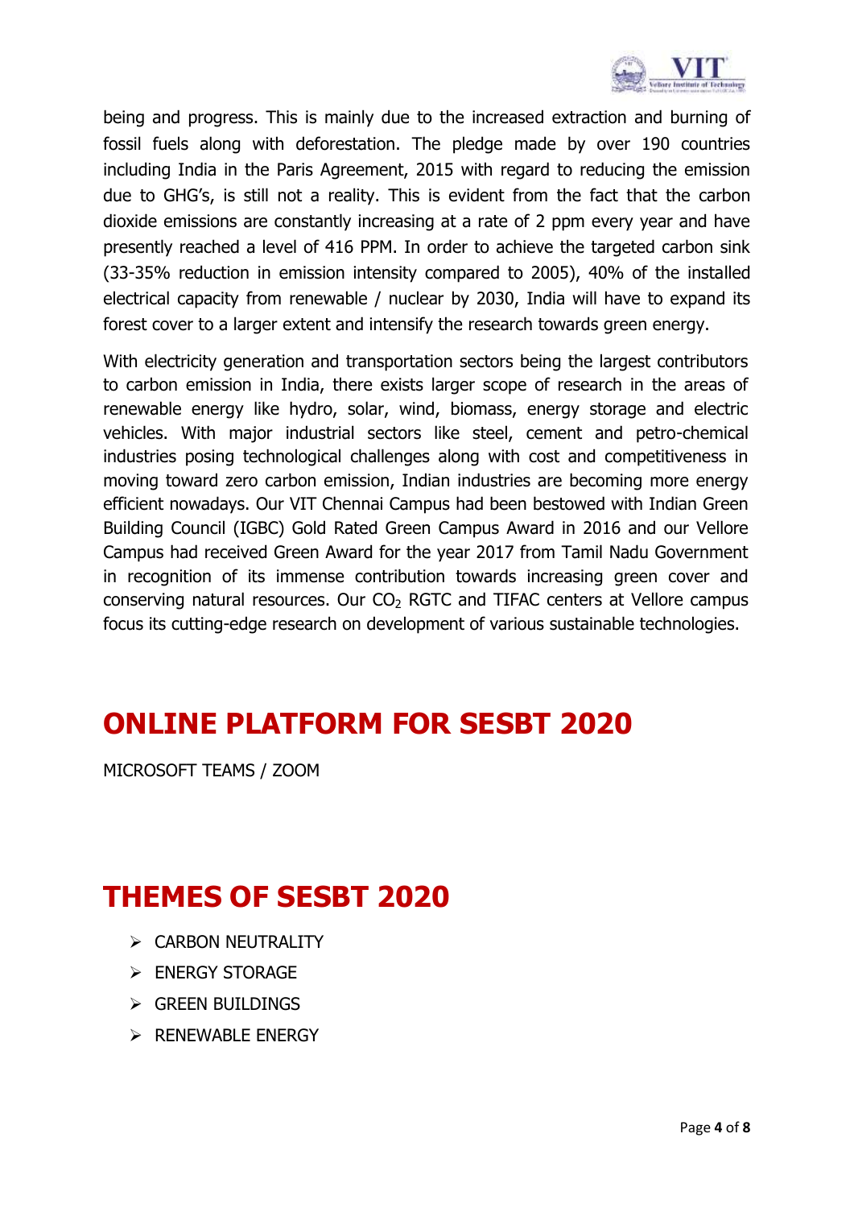being and progress. This is mainly due to the increased extraction and burning of fossil fuels along with deforestation. The pledge made by over 190 countries including India in the Paris Agreement, 2015 with regard to reducing the emission due to GHG's, is still not a reality. This is evident from the fact that the carbon dioxide emissions are constantly increasing at a rate of 2 ppm every year and have presently reached a level of 416 PPM. In order to achieve the targeted carbon sink (33-35% reduction in emission intensity compared to 2005), 40% of the installed electrical capacity from renewable / nuclear by 2030, India will have to expand its forest cover to a larger extent and intensify the research towards green energy.

With electricity generation and transportation sectors being the largest contributors to carbon emission in India, there exists larger scope of research in the areas of renewable energy like hydro, solar, wind, biomass, energy storage and electric vehicles. With major industrial sectors like steel, cement and petro-chemical industries posing technological challenges along with cost and competitiveness in moving toward zero carbon emission, Indian industries are becoming more energy efficient nowadays. Our VIT Chennai Campus had been bestowed with Indian Green Building Council (IGBC) Gold Rated Green Campus Award in 2016 and our Vellore Campus had received Green Award for the year 2017 from Tamil Nadu Government in recognition of its immense contribution towards increasing green cover and conserving natural resources. Our $CO_2$ RGTC and TIFAC centers at Vellore campus focus its cutting-edge research on development of various sustainable technologies.

# ONLINE PLATFORM FOR SESBT 2020

MICROSOFT TEAMS / ZOOM

# THEMES OF SESBT 2020

- CARBON NEUTRALITY
- ENERGY STORAGE
- GREEN BUILDINGS
- RENEWABLE ENERGY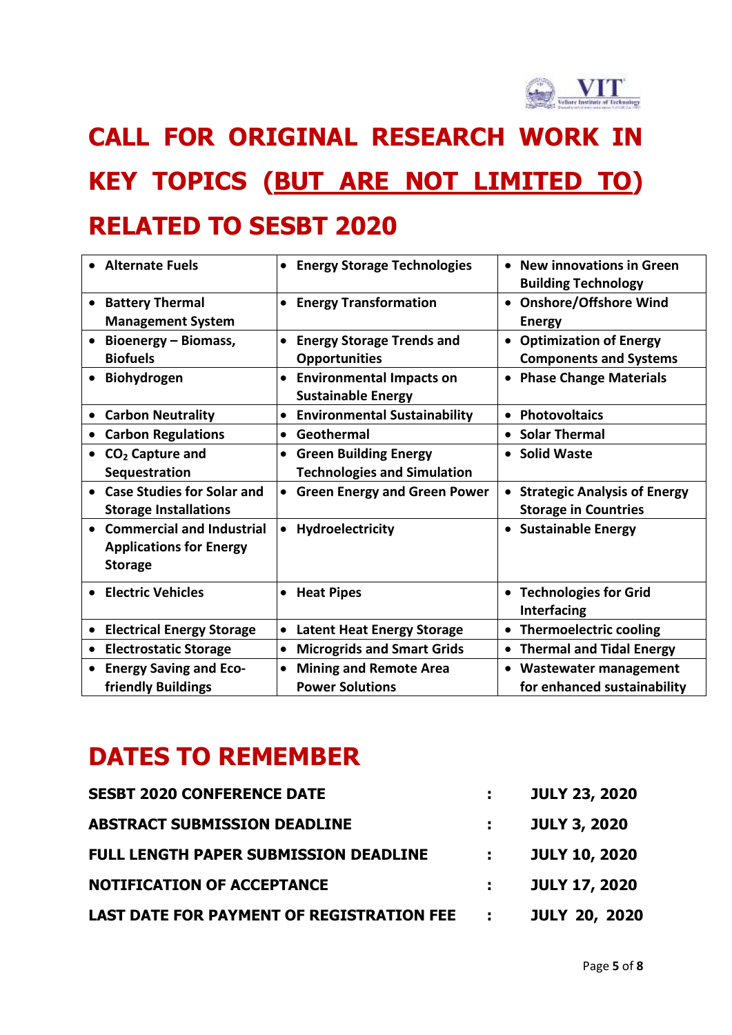# CALL FOR ORIGINAL RESEARCH WORK IN KEY TOPICS (BUT ARE NOT LIMITED TO) RELATED TO SESBT 2020

| | | |
|---|---|---|
| • Alternate Fuels | • Energy Storage Technologies | • New innovations in Green Building Technology |
| • Battery Thermal Management System | • Energy Transformation | • Onshore/Offshore Wind Energy |
| • Bioenergy – Biomass, Biofuels | • Energy Storage Trends and Opportunities | • Optimization of Energy Components and Systems |
| • Biohydrogen | • Environmental Impacts on Sustainable Energy | • Phase Change Materials |
| • Carbon Neutrality | • Environmental Sustainability | • Photovoltaics |
| • Carbon Regulations | • Geothermal | • Solar Thermal |
| • $CO_2$ Capture and Sequestration | • Green Building Energy Technologies and Simulation | • Solid Waste |
| • Case Studies for Solar and Storage Installations | • Green Energy and Green Power | • Strategic Analysis of Energy Storage in Countries |
| • Commercial and Industrial Applications for Energy Storage | • Hydroelectricity | • Sustainable Energy |
| • Electric Vehicles | • Heat Pipes | • Technologies for Grid Interfacing |
| • Electrical Energy Storage | • Latent Heat Energy Storage | • Thermoelectric cooling |
| • Electrostatic Storage | • Microgrids and Smart Grids | • Thermal and Tidal Energy |
| • Energy Saving and Eco-friendly Buildings | • Mining and Remote Area Power Solutions | • Wastewater management for enhanced sustainability |

# DATES TO REMEMBER

| | | |
|---|---|---|
| **SESBT 2020 CONFERENCE DATE** | : | **JULY 23, 2020** |
| **ABSTRACT SUBMISSION DEADLINE** | : | **JULY 3, 2020** |
| **FULL LENGTH PAPER SUBMISSION DEADLINE** | : | **JULY 10, 2020** |
| **NOTIFICATION OF ACCEPTANCE** | : | **JULY 17, 2020** |
| **LAST DATE FOR PAYMENT OF REGISTRATION FEE** | : | **JULY 20, 2020** |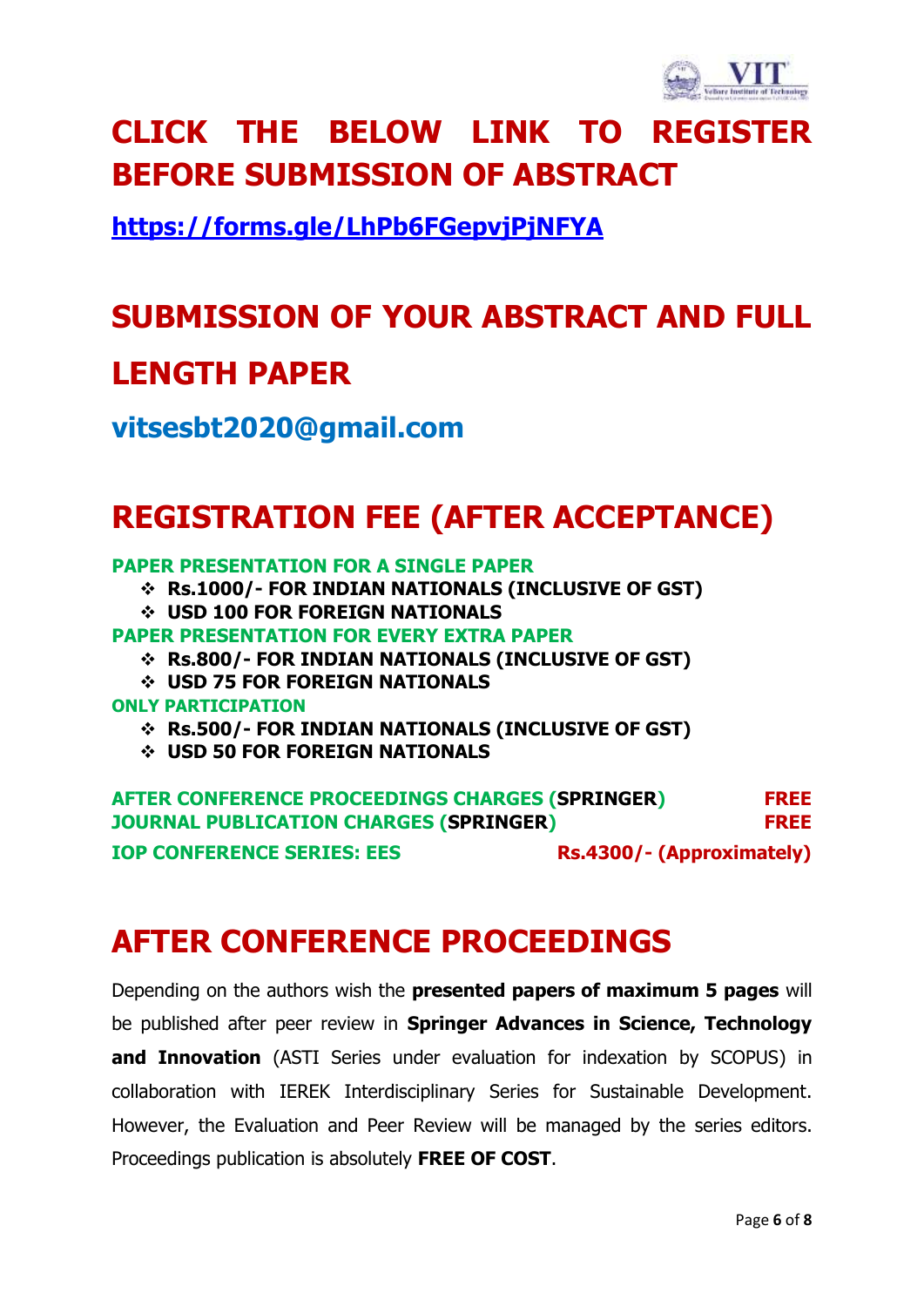# CLICK THE BELOW LINK TO REGISTER BEFORE SUBMISSION OF ABSTRACT

**https://forms.gle/LhPb6FGepvjPjNFYA**

# SUBMISSION OF YOUR ABSTRACT AND FULL LENGTH PAPER

**vitsesbt2020@gmail.com**

# REGISTRATION FEE (AFTER ACCEPTANCE)

**PAPER PRESENTATION FOR A SINGLE PAPER**

- **Rs.1000/- FOR INDIAN NATIONALS (INCLUSIVE OF GST)**
- **USD 100 FOR FOREIGN NATIONALS**

**PAPER PRESENTATION FOR EVERY EXTRA PAPER**

- **Rs.800/- FOR INDIAN NATIONALS (INCLUSIVE OF GST)**
- **USD 75 FOR FOREIGN NATIONALS**

**ONLY PARTICIPATION**

- **Rs.500/- FOR INDIAN NATIONALS (INCLUSIVE OF GST)**
- **USD 50 FOR FOREIGN NATIONALS**

**AFTER CONFERENCE PROCEEDINGS CHARGES (SPRINGER)** **FREE**

**JOURNAL PUBLICATION CHARGES (SPRINGER)** **FREE**

**IOP CONFERENCE SERIES: EES** **Rs.4300/- (Approximately)**

# AFTER CONFERENCE PROCEEDINGS

Depending on the authors wish the **presented papers of maximum 5 pages** will be published after peer review in **Springer Advances in Science, Technology and Innovation** (ASTI Series under evaluation for indexation by SCOPUS) in collaboration with IEREK Interdisciplinary Series for Sustainable Development. However, the Evaluation and Peer Review will be managed by the series editors. Proceedings publication is absolutely **FREE OF COST**.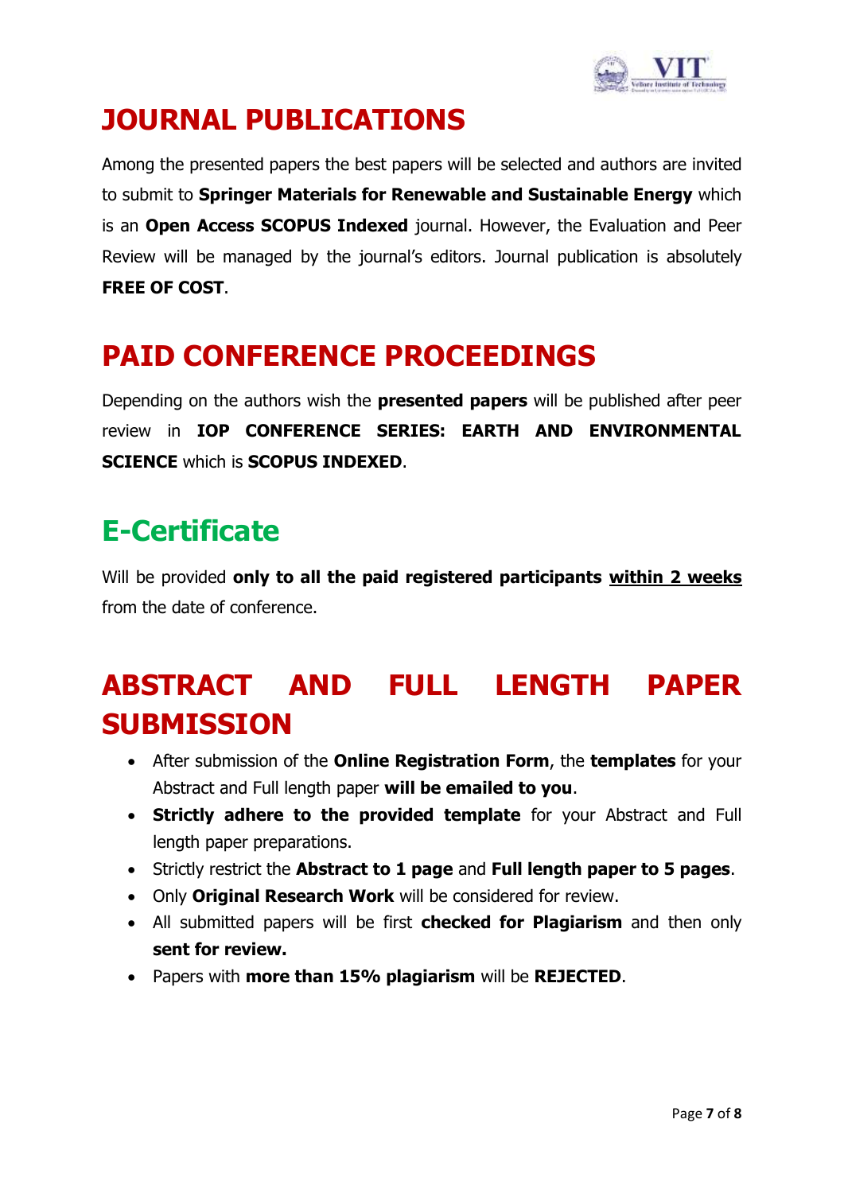# JOURNAL PUBLICATIONS

Among the presented papers the best papers will be selected and authors are invited to submit to **Springer Materials for Renewable and Sustainable Energy** which is an **Open Access SCOPUS Indexed** journal. However, the Evaluation and Peer Review will be managed by the journal's editors. Journal publication is absolutely **FREE OF COST**.

# PAID CONFERENCE PROCEEDINGS

Depending on the authors wish the **presented papers** will be published after peer review in **IOP CONFERENCE SERIES: EARTH AND ENVIRONMENTAL SCIENCE** which is **SCOPUS INDEXED**.

# E-Certificate

Will be provided **only to all the paid registered participants** **<u>within 2 weeks</u>** from the date of conference.

# ABSTRACT AND FULL LENGTH PAPER SUBMISSION

- After submission of the **Online Registration Form**, the **templates** for your Abstract and Full length paper **will be emailed to you**.
- **Strictly adhere to the provided template** for your Abstract and Full length paper preparations.
- Strictly restrict the **Abstract to 1 page** and **Full length paper to 5 pages**.
- Only **Original Research Work** will be considered for review.
- All submitted papers will be first **checked for Plagiarism** and then only **sent for review.**
- Papers with **more than 15% plagiarism** will be **REJECTED**.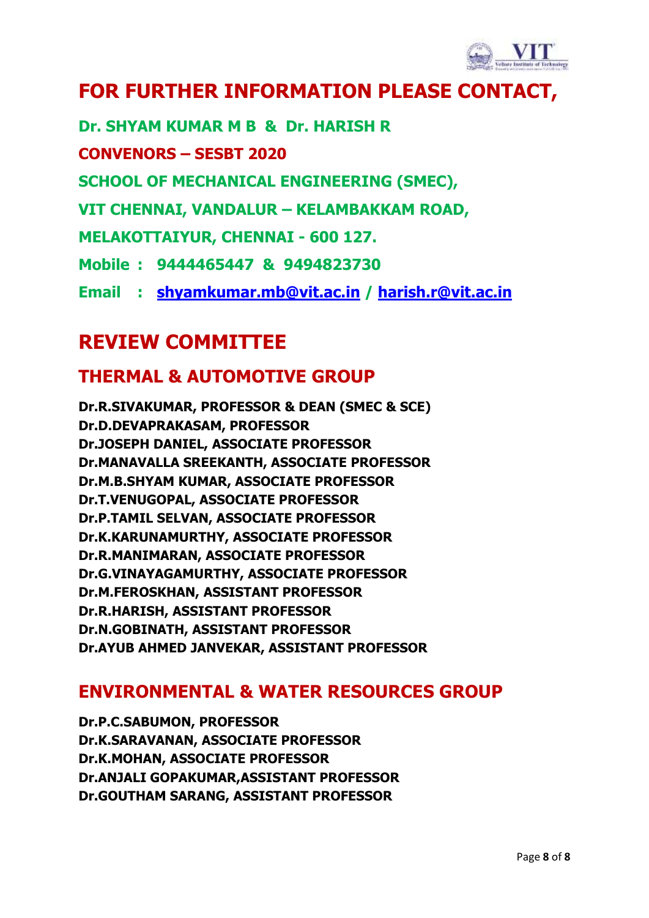# FOR FURTHER INFORMATION PLEASE CONTACT,

**Dr. SHYAM KUMAR M B & Dr. HARISH R**

**CONVENORS – SESBT 2020**

**SCHOOL OF MECHANICAL ENGINEERING (SMEC),**

**VIT CHENNAI, VANDALUR – KELAMBAKKAM ROAD,**

**MELAKOTTAIYUR, CHENNAI - 600 127.**

**Mobile : 9444465447 & 9494823730**

**Email : shyamkumar.mb@vit.ac.in / harish.r@vit.ac.in**

# REVIEW COMMITTEE

## THERMAL & AUTOMOTIVE GROUP

**Dr.R.SIVAKUMAR, PROFESSOR & DEAN (SMEC & SCE)**
**Dr.D.DEVAPRAKASAM, PROFESSOR**
**Dr.JOSEPH DANIEL, ASSOCIATE PROFESSOR**
**Dr.MANAVALLA SREEKANTH, ASSOCIATE PROFESSOR**
**Dr.M.B.SHYAM KUMAR, ASSOCIATE PROFESSOR**
**Dr.T.VENUGOPAL, ASSOCIATE PROFESSOR**
**Dr.P.TAMIL SELVAN, ASSOCIATE PROFESSOR**
**Dr.K.KARUNAMURTHY, ASSOCIATE PROFESSOR**
**Dr.R.MANIMARAN, ASSOCIATE PROFESSOR**
**Dr.G.VINAYAGAMURTHY, ASSOCIATE PROFESSOR**
**Dr.M.FEROSKHAN, ASSISTANT PROFESSOR**
**Dr.R.HARISH, ASSISTANT PROFESSOR**
**Dr.N.GOBINATH, ASSISTANT PROFESSOR**
**Dr.AYUB AHMED JANVEKAR, ASSISTANT PROFESSOR**

## ENVIRONMENTAL & WATER RESOURCES GROUP

**Dr.P.C.SABUMON, PROFESSOR**
**Dr.K.SARAVANAN, ASSOCIATE PROFESSOR**
**Dr.K.MOHAN, ASSOCIATE PROFESSOR**
**Dr.ANJALI GOPAKUMAR,ASSISTANT PROFESSOR**
**Dr.GOUTHAM SARANG, ASSISTANT PROFESSOR**